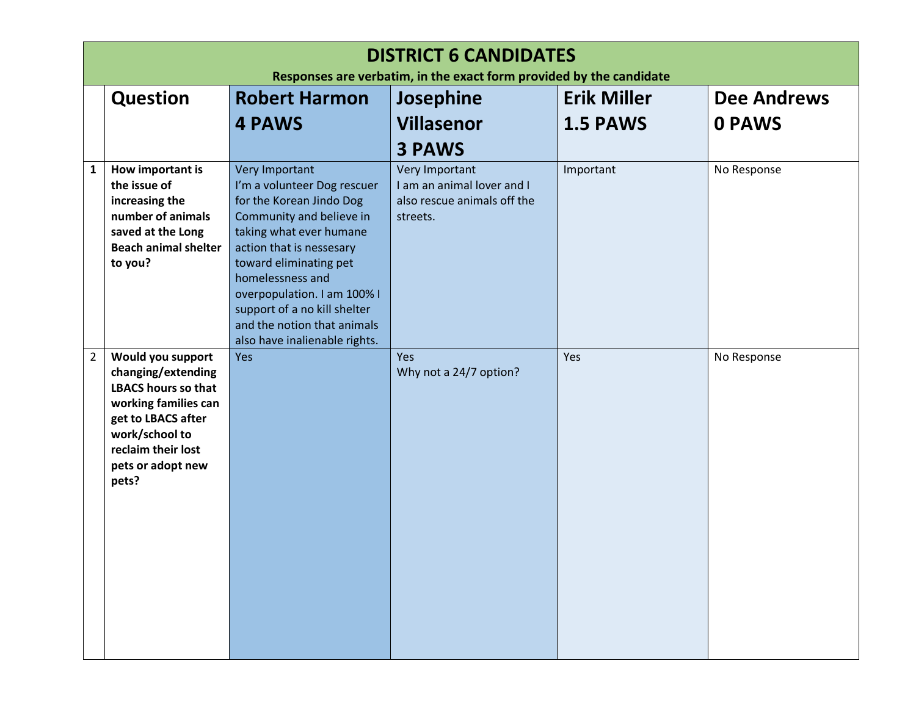# DISTRICT 6 CANDIDATES

**Responses are verbatim, in the exact form provided by the candidate**

| | Question | Robert Harmon 4 PAWS | Josephine Villasenor 3 PAWS | Erik Miller 1.5 PAWS | Dee Andrews 0 PAWS |
|---|---|---|---|---|---|
| 1 | **How important is the issue of increasing the number of animals saved at the Long Beach animal shelter to you?** | Very Important I'm a volunteer Dog rescuer for the Korean Jindo Dog Community and believe in taking what ever humane action that is nessesary toward eliminating pet homelessness and overpopulation. I am 100% I support of a no kill shelter and the notion that animals also have inalienable rights. | Very Important I am an animal lover and I also rescue animals off the streets. | Important | No Response |
| 2 | **Would you support changing/extending LBACS hours so that working families can get to LBACS after work/school to reclaim their lost pets or adopt new pets?** | Yes | Yes Why not a 24/7 option? | Yes | No Response |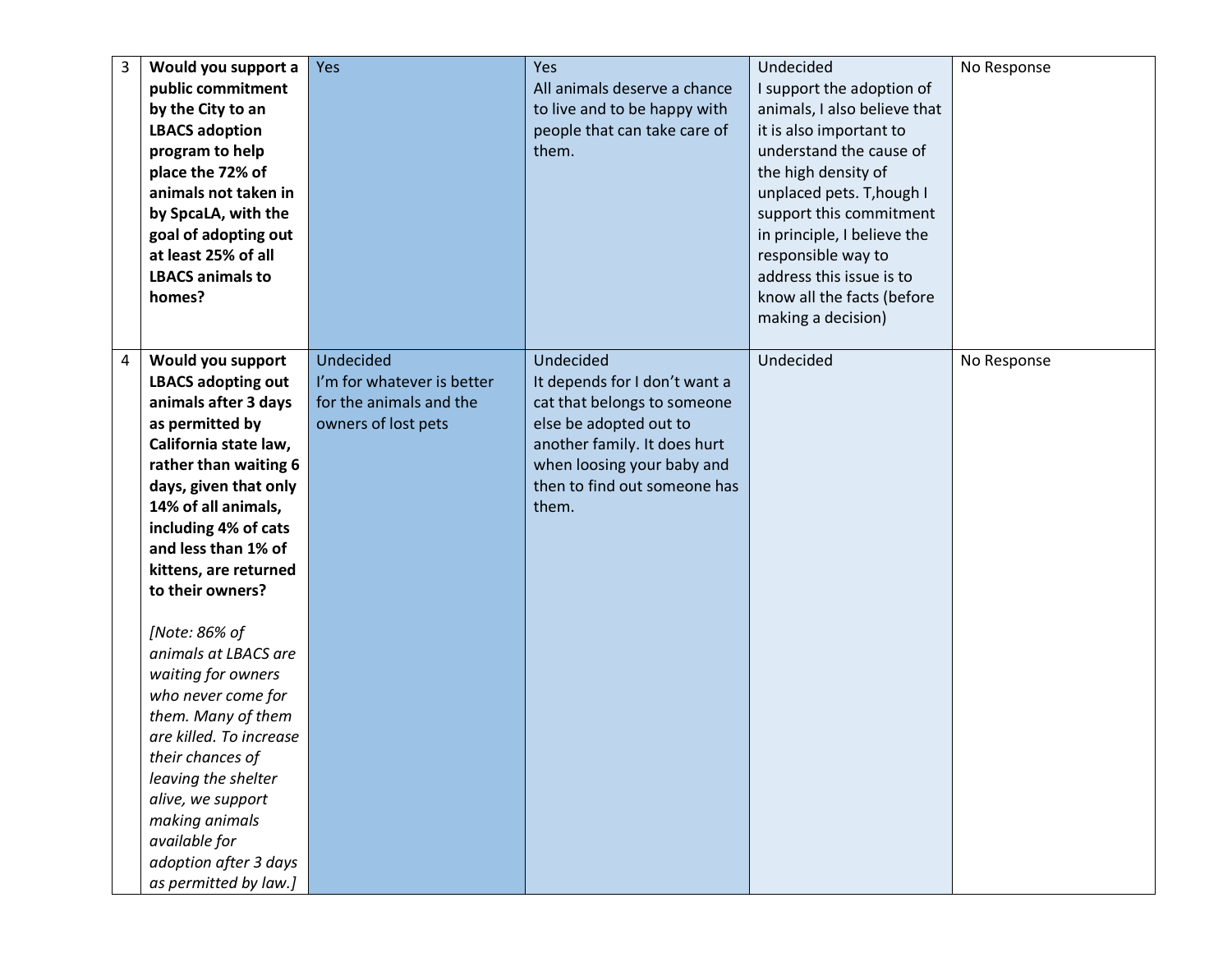| 3 | **Would you support a public commitment by the City to an LBACS adoption program to help place the 72% of animals not taken in by SpcaLA, with the goal of adopting out at least 25% of all LBACS animals to homes?** | Yes | Yes<br>All animals deserve a chance to live and to be happy with people that can take care of them. | Undecided<br>I support the adoption of animals, I also believe that it is also important to understand the cause of the high density of unplaced pets. T,hough I support this commitment in principle, I believe the responsible way to address this issue is to know all the facts (before making a decision) | No Response |
|---|---|---|---|---|---|
| 4 | **Would you support LBACS adopting out animals after 3 days as permitted by California state law, rather than waiting 6 days, given that only 14% of all animals, including 4% of cats and less than 1% of kittens, are returned to their owners?**<br><br>*[Note: 86% of animals at LBACS are waiting for owners who never come for them. Many of them are killed. To increase their chances of leaving the shelter alive, we support making animals available for adoption after 3 days as permitted by law.]* | Undecided<br>I'm for whatever is better for the animals and the owners of lost pets | Undecided<br>It depends for I don't want a cat that belongs to someone else be adopted out to another family. It does hurt when loosing your baby and then to find out someone has them. | Undecided | No Response |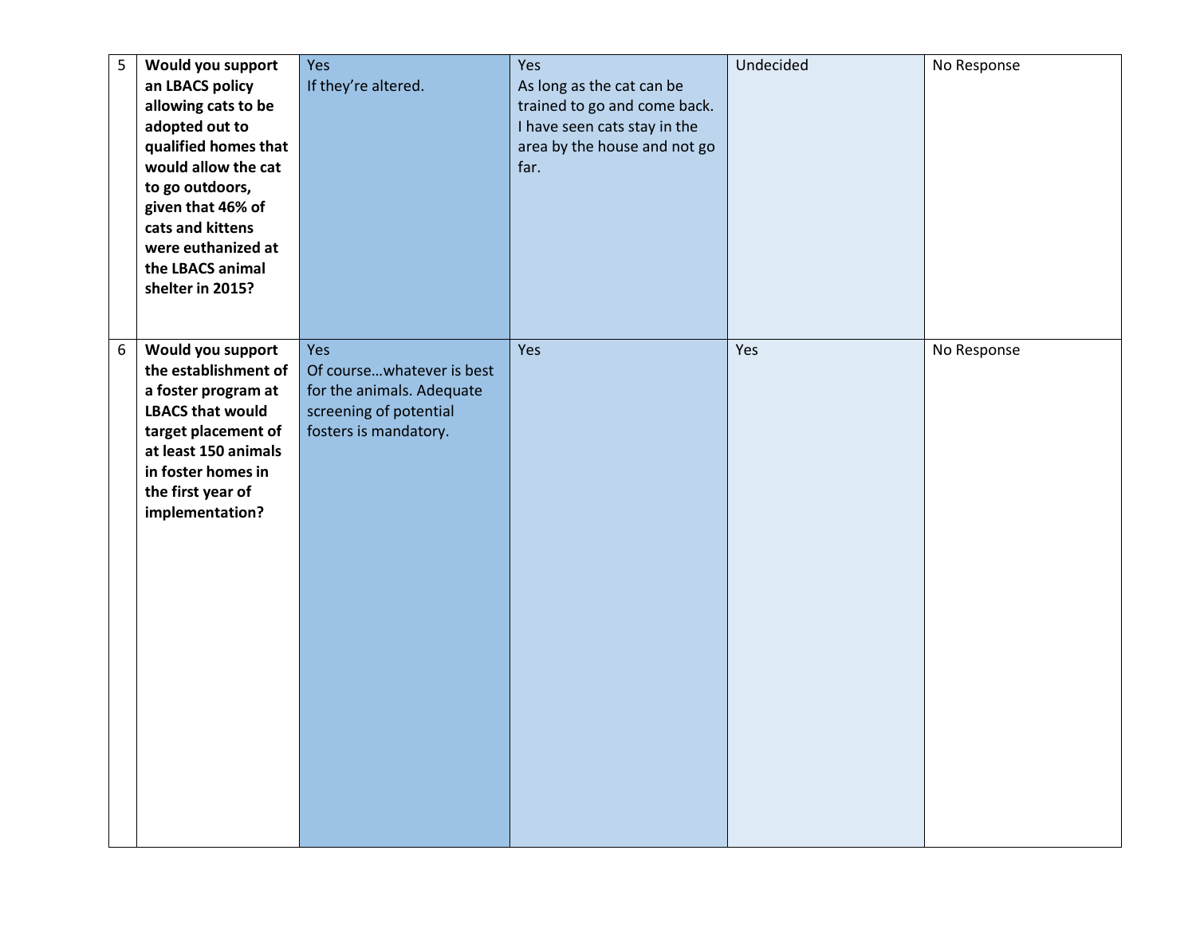| 5 | **Would you support an LBACS policy allowing cats to be adopted out to qualified homes that would allow the cat to go outdoors, given that 46% of cats and kittens were euthanized at the LBACS animal shelter in 2015?** | Yes<br>If they're altered. | Yes<br>As long as the cat can be trained to go and come back. I have seen cats stay in the area by the house and not go far. | Undecided | No Response |
|---|---|---|---|---|---|
| 6 | **Would you support the establishment of a foster program at LBACS that would target placement of at least 150 animals in foster homes in the first year of implementation?** | Yes<br>Of course…whatever is best for the animals. Adequate screening of potential fosters is mandatory. | Yes | Yes | No Response |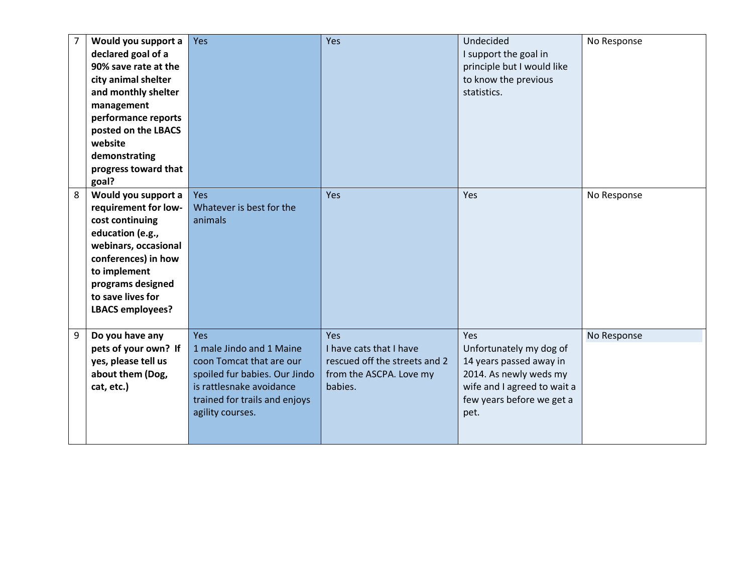| | | | | | |
|---|---|---|---|---|---|
| 7 | **Would you support a declared goal of a 90% save rate at the city animal shelter and monthly shelter management performance reports posted on the LBACS website demonstrating progress toward that goal?** | Yes | Yes | Undecided<br>I support the goal in principle but I would like to know the previous statistics. | No Response |
| 8 | **Would you support a requirement for low-cost continuing education (e.g., webinars, occasional conferences) in how to implement programs designed to save lives for LBACS employees?** | Yes<br>Whatever is best for the animals | Yes | Yes | No Response |
| 9 | **Do you have any pets of your own? If yes, please tell us about them (Dog, cat, etc.)** | Yes<br>1 male Jindo and 1 Maine coon Tomcat that are our spoiled fur babies. Our Jindo is rattlesnake avoidance trained for trails and enjoys agility courses. | Yes<br>I have cats that I have rescued off the streets and 2 from the ASCPA. Love my babies. | Yes<br>Unfortunately my dog of 14 years passed away in 2014. As newly weds my wife and I agreed to wait a few years before we get a pet. | No Response |